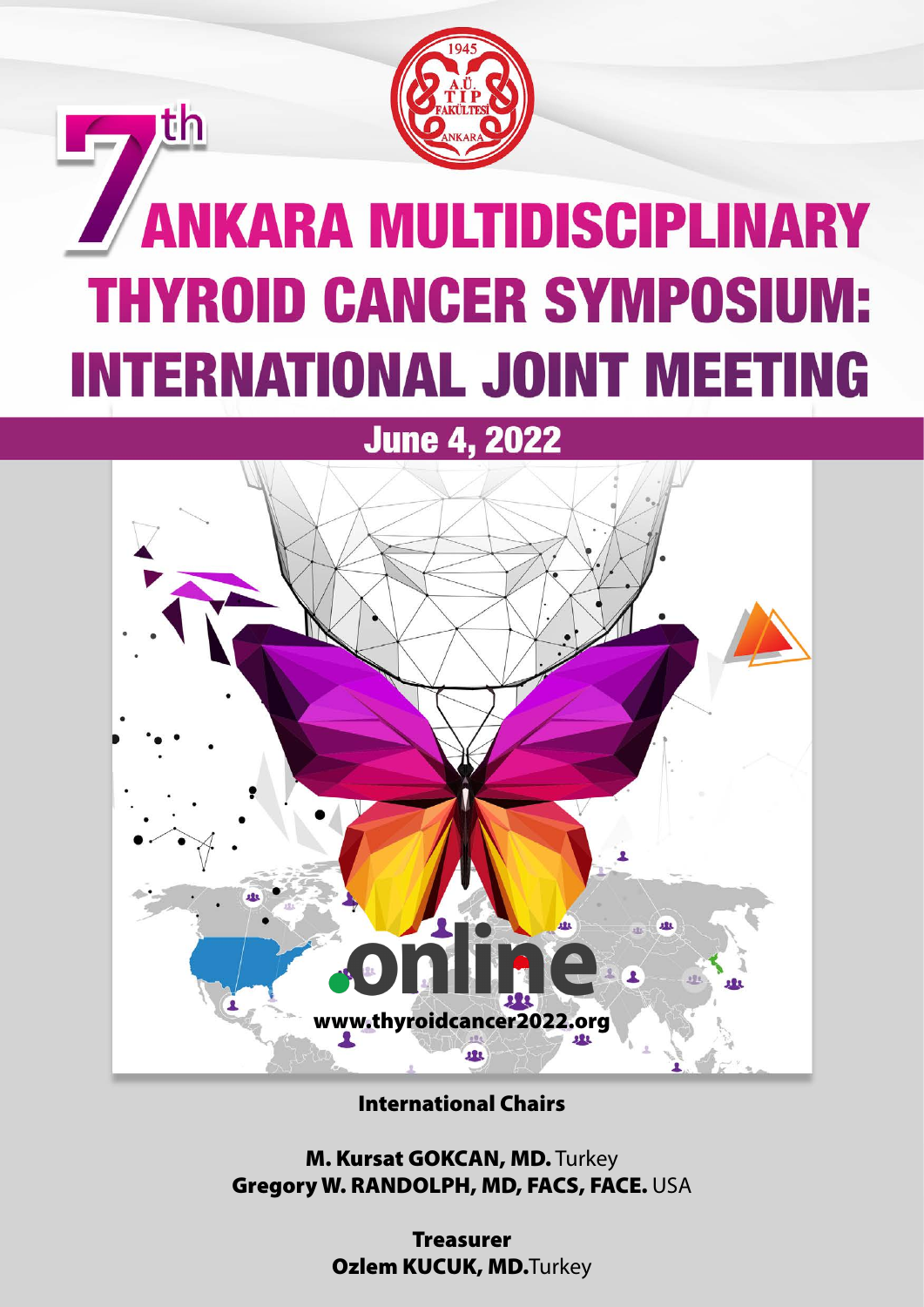# 7th ANKARA MULTIDISCIPLINARY THYROID CANCER SYMPOSIUM: INTERNATIONAL JOINT MEETING

## June 4, 2022

.online

www.thyroidcancer2022.org

**International Chairs**

**M. Kursat GOKCAN, MD.** Turkey
**Gregory W. RANDOLPH, MD, FACS, FACE.** USA

**Treasurer**
**Ozlem KUCUK, MD.** Turkey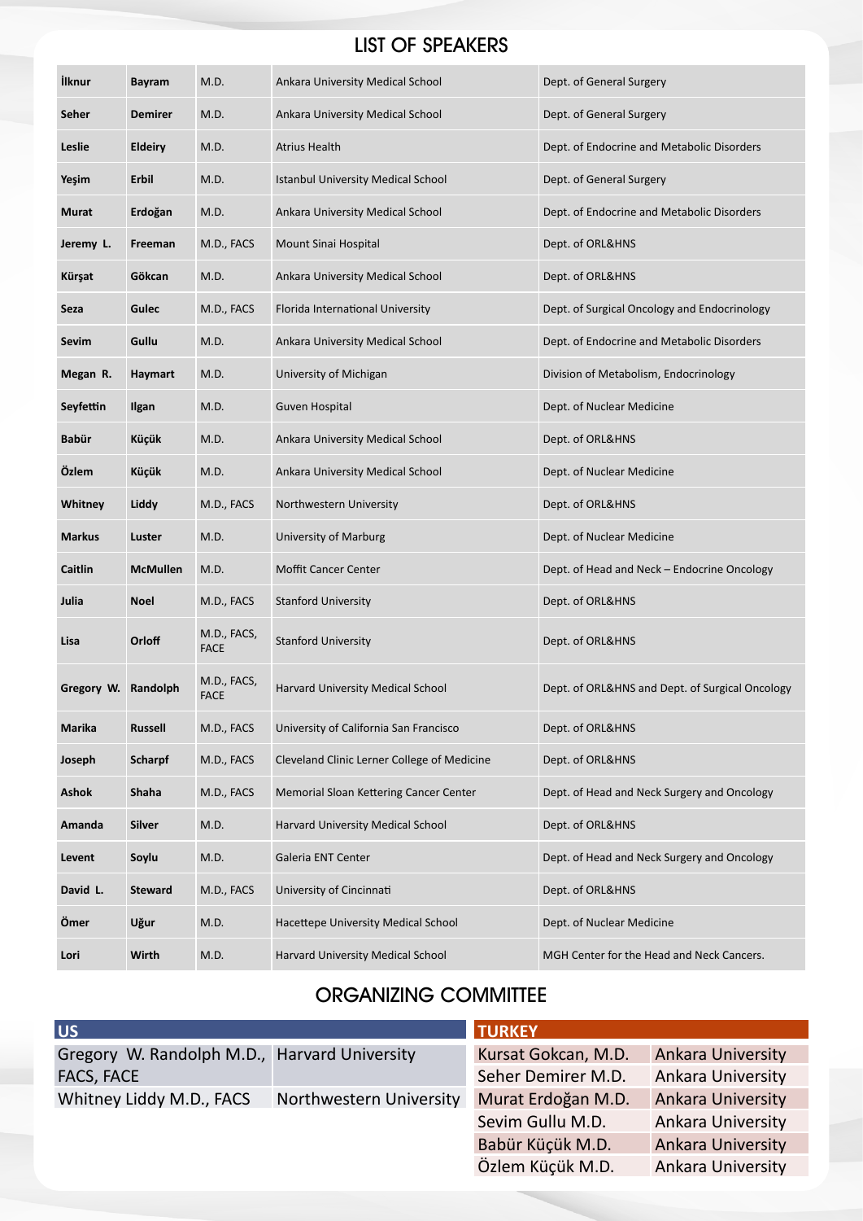# LIST OF SPEAKERS

| | | | | |
|---|---|---|---|---|
| **İlknur** | **Bayram** | M.D. | Ankara University Medical School | Dept. of General Surgery |
| **Seher** | **Demirer** | M.D. | Ankara University Medical School | Dept. of General Surgery |
| **Leslie** | **Eldeiry** | M.D. | Atrius Health | Dept. of Endocrine and Metabolic Disorders |
| **Yeşim** | **Erbil** | M.D. | Istanbul University Medical School | Dept. of General Surgery |
| **Murat** | **Erdoğan** | M.D. | Ankara University Medical School | Dept. of Endocrine and Metabolic Disorders |
| **Jeremy L.** | **Freeman** | M.D., FACS | Mount Sinai Hospital | Dept. of ORL&HNS |
| **Kürşat** | **Gökcan** | M.D. | Ankara University Medical School | Dept. of ORL&HNS |
| **Seza** | **Gulec** | M.D., FACS | Florida International University | Dept. of Surgical Oncology and Endocrinology |
| **Sevim** | **Gullu** | M.D. | Ankara University Medical School | Dept. of Endocrine and Metabolic Disorders |
| **Megan R.** | **Haymart** | M.D. | University of Michigan | Division of Metabolism, Endocrinology |
| **Seyfettin** | **Ilgan** | M.D. | Guven Hospital | Dept. of Nuclear Medicine |
| **Babür** | **Küçük** | M.D. | Ankara University Medical School | Dept. of ORL&HNS |
| **Özlem** | **Küçük** | M.D. | Ankara University Medical School | Dept. of Nuclear Medicine |
| **Whitney** | **Liddy** | M.D., FACS | Northwestern University | Dept. of ORL&HNS |
| **Markus** | **Luster** | M.D. | University of Marburg | Dept. of Nuclear Medicine |
| **Caitlin** | **McMullen** | M.D. | Moffit Cancer Center | Dept. of Head and Neck – Endocrine Oncology |
| **Julia** | **Noel** | M.D., FACS | Stanford University | Dept. of ORL&HNS |
| **Lisa** | **Orloff** | M.D., FACS, FACE | Stanford University | Dept. of ORL&HNS |
| **Gregory W.** | **Randolph** | M.D., FACS, FACE | Harvard University Medical School | Dept. of ORL&HNS and Dept. of Surgical Oncology |
| **Marika** | **Russell** | M.D., FACS | University of California San Francisco | Dept. of ORL&HNS |
| **Joseph** | **Scharpf** | M.D., FACS | Cleveland Clinic Lerner College of Medicine | Dept. of ORL&HNS |
| **Ashok** | **Shaha** | M.D., FACS | Memorial Sloan Kettering Cancer Center | Dept. of Head and Neck Surgery and Oncology |
| **Amanda** | **Silver** | M.D. | Harvard University Medical School | Dept. of ORL&HNS |
| **Levent** | **Soylu** | M.D. | Galeria ENT Center | Dept. of Head and Neck Surgery and Oncology |
| **David L.** | **Steward** | M.D., FACS | University of Cincinnati | Dept. of ORL&HNS |
| **Ömer** | **Uğur** | M.D. | Hacettepe University Medical School | Dept. of Nuclear Medicine |
| **Lori** | **Wirth** | M.D. | Harvard University Medical School | MGH Center for the Head and Neck Cancers. |

# ORGANIZING COMMITTEE

| US | |
|---|---|
| Gregory W. Randolph M.D., FACS, FACE | Harvard University |
| Whitney Liddy M.D., FACS | Northwestern University |

| TURKEY | |
|---|---|
| Kursat Gokcan, M.D. | Ankara University |
| Seher Demirer M.D. | Ankara University |
| Murat Erdoğan M.D. | Ankara University |
| Sevim Gullu M.D. | Ankara University |
| Babür Küçük M.D. | Ankara University |
| Özlem Küçük M.D. | Ankara University |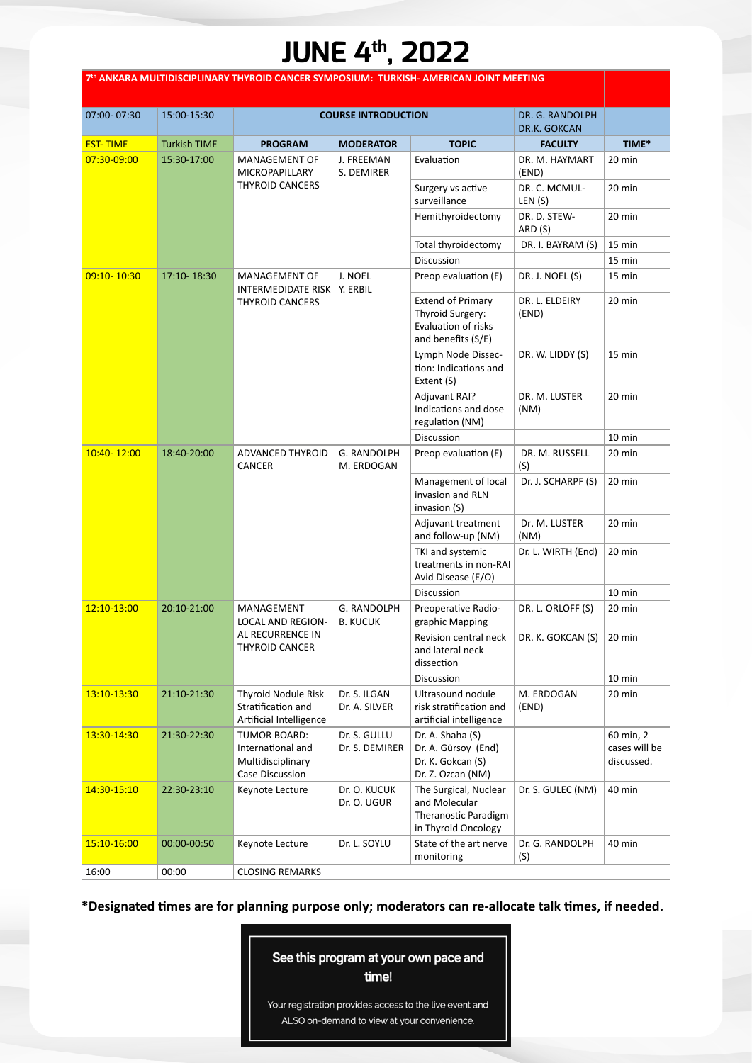# JUNE 4th, 2022

| 7th ANKARA MULTIDISCIPLINARY THYROID CANCER SYMPOSIUM: TURKISH- AMERICAN JOINT MEETING | | | | | | |
|---|---|---|---|---|---|---|
| 07:00- 07:30 | 15:00-15:30 | **COURSE INTRODUCTION** | | | DR. G. RANDOLPH DR.K. GOKCAN | |
| **EST- TIME** | **Turkish TIME** | **PROGRAM** | **MODERATOR** | **TOPIC** | **FACULTY** | **TIME*** |
| 07:30-09:00 | 15:30-17:00 | MANAGEMENT OF MICROPAPILLARY THYROID CANCERS | J. FREEMAN S. DEMIRER | Evaluation | DR. M. HAYMART (END) | 20 min |
| | | | | Surgery vs active surveillance | DR. C. MCMUL-LEN (S) | 20 min |
| | | | | Hemithyroidectomy | DR. D. STEW-ARD (S) | 20 min |
| | | | | Total thyroidectomy | DR. I. BAYRAM (S) | 15 min |
| | | | | Discussion | | 15 min |
| 09:10- 10:30 | 17:10- 18:30 | MANAGEMENT OF INTERMEDIATE RISK THYROID CANCERS | J. NOEL Y. ERBIL | Preop evaluation (E) | DR. J. NOEL (S) | 15 min |
| | | | | Extend of Primary Thyroid Surgery: Evaluation of risks and benefits (S/E) | DR. L. ELDEIRY (END) | 20 min |
| | | | | Lymph Node Dissec-tion: Indications and Extent (S) | DR. W. LIDDY (S) | 15 min |
| | | | | Adjuvant RAI? Indications and dose regulation (NM) | DR. M. LUSTER (NM) | 20 min |
| | | | | Discussion | | 10 min |
| 10:40- 12:00 | 18:40-20:00 | ADVANCED THYROID CANCER | G. RANDOLPH M. ERDOGAN | Preop evaluation (E) | DR. M. RUSSELL (S) | 20 min |
| | | | | Management of local invasion and RLN invasion (S) | Dr. J. SCHARPF (S) | 20 min |
| | | | | Adjuvant treatment and follow-up (NM) | Dr. M. LUSTER (NM) | 20 min |
| | | | | TKI and systemic treatments in non-RAI Avid Disease (E/O) | Dr. L. WIRTH (End) | 20 min |
| | | | | Discussion | | 10 min |
| 12:10-13:00 | 20:10-21:00 | MANAGEMENT LOCAL AND REGION-AL RECURRENCE IN THYROID CANCER | G. RANDOLPH B. KUCUK | Preoperative Radio-graphic Mapping | DR. L. ORLOFF (S) | 20 min |
| | | | | Revision central neck and lateral neck dissection | DR. K. GOKCAN (S) | 20 min |
| | | | | Discussion | | 10 min |
| 13:10-13:30 | 21:10-21:30 | Thyroid Nodule Risk Stratification and Artificial Intelligence | Dr. S. ILGAN Dr. A. SILVER | Ultrasound nodule risk stratification and artificial intelligence | M. ERDOGAN (END) | 20 min |
| 13:30-14:30 | 21:30-22:30 | TUMOR BOARD: International and Multidisciplinary Case Discussion | Dr. S. GULLU Dr. S. DEMIRER | Dr. A. Shaha (S) Dr. A. Gürsoy (End) Dr. K. Gokcan (S) Dr. Z. Ozcan (NM) | | 60 min, 2 cases will be discussed. |
| 14:30-15:10 | 22:30-23:10 | Keynote Lecture | Dr. O. KUCUK Dr. O. UGUR | The Surgical, Nuclear and Molecular Theranostic Paradigm in Thyroid Oncology | Dr. S. GULEC (NM) | 40 min |
| 15:10-16:00 | 00:00-00:50 | Keynote Lecture | Dr. L. SOYLU | State of the art nerve monitoring | Dr. G. RANDOLPH (S) | 40 min |
| 16:00 | 00:00 | CLOSING REMARKS | | | | |

***Designated times are for planning purpose only; moderators can re-allocate talk times, if needed.**

**See this program at your own pace and time!**

Your registration provides access to the live event and ALSO on-demand to view at your convenience.